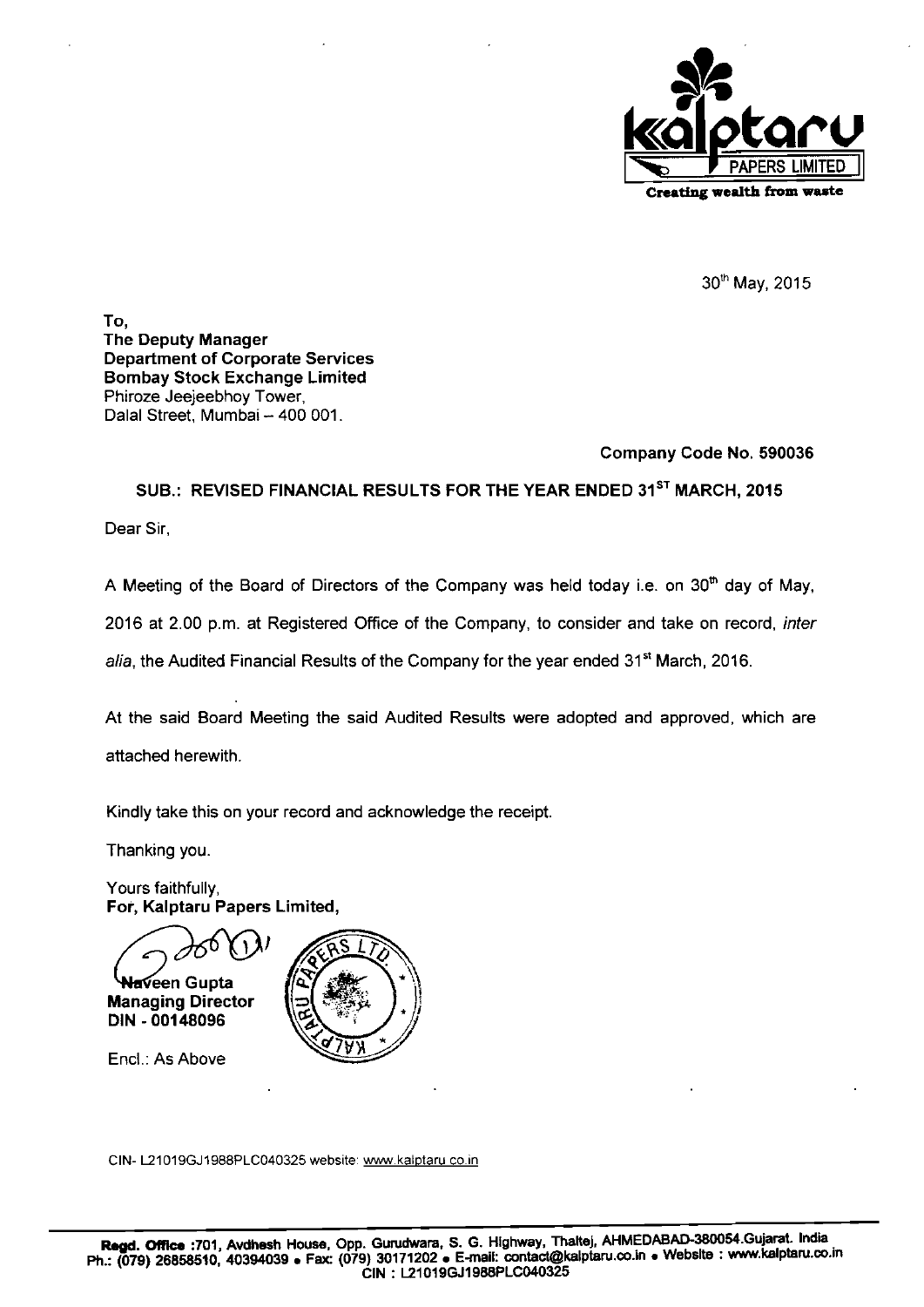**Kalptaru PAPERS LIMITED**
Creating wealth from waste

30th May, 2015

**To,**
**The Deputy Manager**
**Department of Corporate Services**
**Bombay Stock Exchange Limited**
Phiroze Jeejeebhoy Tower,
Dalal Street, Mumbai – 400 001.

**Company Code No. 590036**

**SUB.: REVISED FINANCIAL RESULTS FOR THE YEAR ENDED 31ST MARCH, 2015**

Dear Sir,

A Meeting of the Board of Directors of the Company was held today i.e. on 30th day of May, 2016 at 2.00 p.m. at Registered Office of the Company, to consider and take on record, *inter alia*, the Audited Financial Results of the Company for the year ended 31st March, 2016.

At the said Board Meeting the said Audited Results were adopted and approved, which are attached herewith.

Kindly take this on your record and acknowledge the receipt.

Thanking you.

Yours faithfully,
**For, Kalptaru Papers Limited,**

**Naveen Gupta**
**Managing Director**
**DIN - 00148096**

Encl.: As Above

CIN- L21019GJ1988PLC040325 website: www.kalptaru.co.in

**Regd. Office :701, Avdhesh House, Opp. Gurudwara, S. G. Highway, Thaltej, AHMEDABAD-380054.Gujarat. India**
**Ph.: (079) 26858510, 40394039 • Fax: (079) 30171202 • E-mail: contact@kalptaru.co.in • Website : www.kalptaru.co.in**
**CIN : L21019GJ1988PLC040325**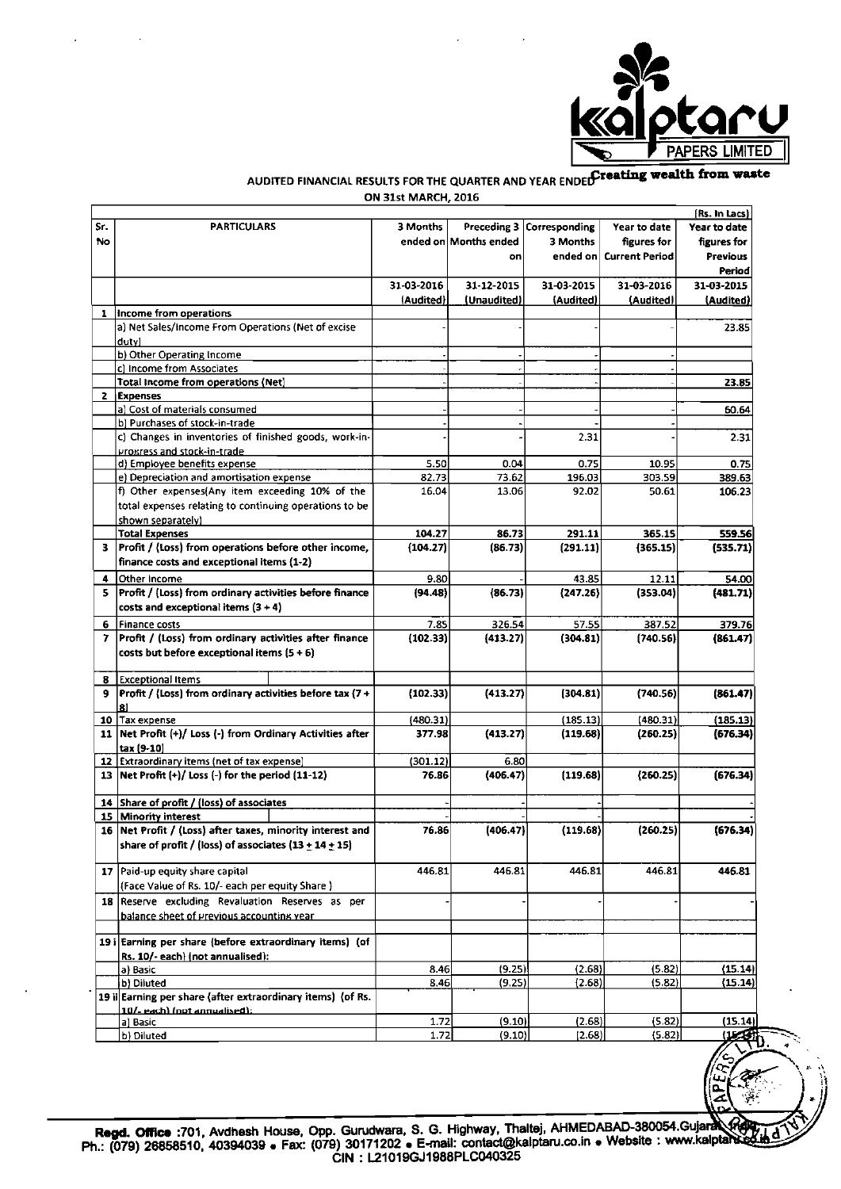**Kalptaru PAPERS LIMITED**

**Creating wealth from waste**

## AUDITED FINANCIAL RESULTS FOR THE QUARTER AND YEAR ENDED ON 31st MARCH, 2016

(Rs. In Lacs)

| Sr. No | PARTICULARS | 3 Months ended on | Preceding 3 Months ended on | Corresponding 3 Months ended on | Year to date figures for Current Period | Year to date figures for Previous Period |
|---|---|---|---|---|---|---|
| | | 31-03-2016 (Audited) | 31-12-2015 (Unaudited) | 31-03-2015 (Audited) | 31-03-2016 (Audited) | 31-03-2015 (Audited) |
| 1 | Income from operations | | | | | |
| | a) Net Sales/Income From Operations (Net of excise duty) | - | - | - | - | 23.85 |
| | b) Other Operating Income | - | - | - | - | |
| | c) Income from Associates | - | - | - | - | |
| | Total income from operations (Net) | - | - | - | - | 23.85 |
| 2 | Expenses | | | | | |
| | a) Cost of materials consumed | - | - | - | - | 60.64 |
| | b) Purchases of stock-in-trade | - | - | - | - | |
| | c) Changes in inventories of finished goods, work-in-progress and stock-in-trade | - | - | 2.31 | - | 2.31 |
| | d) Employee benefits expense | 5.50 | 0.04 | 0.75 | 10.95 | 0.75 |
| | e) Depreciation and amortisation expense | 82.73 | 73.62 | 196.03 | 303.59 | 389.63 |
| | f) Other expenses(Any item exceeding 10% of the total expenses relating to continuing operations to be shown separately) | 16.04 | 13.06 | 92.02 | 50.61 | 106.23 |
| | Total Expenses | 104.27 | 86.73 | 291.11 | 365.15 | 559.56 |
| 3 | Profit / (Loss) from operations before other income, finance costs and exceptional items (1-2) | (104.27) | (86.73) | (291.11) | (365.15) | (535.71) |
| 4 | Other Income | 9.80 | - | 43.85 | 12.11 | 54.00 |
| 5 | Profit / (Loss) from ordinary activities before finance costs and exceptional items (3 + 4) | (94.48) | (86.73) | (247.26) | (353.04) | (481.71) |
| 6 | Finance costs | 7.85 | 326.54 | 57.55 | 387.52 | 379.76 |
| 7 | Profit / (Loss) from ordinary activities after finance costs but before exceptional items (5 + 6) | (102.33) | (413.27) | (304.81) | (740.56) | (861.47) |
| 8 | Exceptional Items | | | | | |
| 9 | Profit / (Loss) from ordinary activities before tax (7 + 8) | (102.33) | (413.27) | (304.81) | (740.56) | (861.47) |
| 10 | Tax expense | (480.31) | | (185.13) | (480.31) | (185.13) |
| 11 | Net Profit (+)/ Loss (-) from Ordinary Activities after tax (9-10) | 377.98 | (413.27) | (119.68) | (260.25) | (676.34) |
| 12 | Extraordinary items (net of tax expense) | (301.12) | 6.80 | | | |
| 13 | Net Profit (+)/ Loss (-) for the period (11-12) | 76.86 | (406.47) | (119.68) | (260.25) | (676.34) |
| 14 | Share of profit / (loss) of associates | - | - | - | - | - |
| 15 | Minority interest | - | - | - | - | - |
| 16 | Net Profit / (Loss) after taxes, minority interest and share of profit / (loss) of associates (13 + 14 + 15) | 76.86 | (406.47) | (119.68) | (260.25) | (676.34) |
| 17 | Paid-up equity share capital (Face Value of Rs. 10/- each per equity Share ) | 446.81 | 446.81 | 446.81 | 446.81 | 446.81 |
| 18 | Reserve excluding Revaluation Reserves as per balance sheet of previous accounting year | - | - | - | - | - |
| 19 i | Earning per share (before extraordinary items) (of Rs. 10/- each) (not annualised): | | | | | |
| | a) Basic | 8.46 | (9.25) | (2.68) | (5.82) | (15.14) |
| | b) Diluted | 8.46 | (9.25) | (2.68) | (5.82) | (15.14) |
| 19 ii | Earning per share (after extraordinary items) (of Rs. 10/- each) (not annualised): | | | | | |
| | a) Basic | 1.72 | (9.10) | (2.68) | (5.82) | (15.14) |
| | b) Diluted | 1.72 | (9.10) | (2.68) | (5.82) | (15.14) |

Regd. Office :701, Avdhesh House, Opp. Gurudwara, S. G. Highway, Thaltej, AHMEDABAD-380054.Gujarat, India. Ph.: (079) 26858510, 40394039 • Fax: (079) 30171202 • E-mail: contact@kalptaru.co.in • Website : www.kalptaru.co.in CIN : L21019GJ1988PLC040325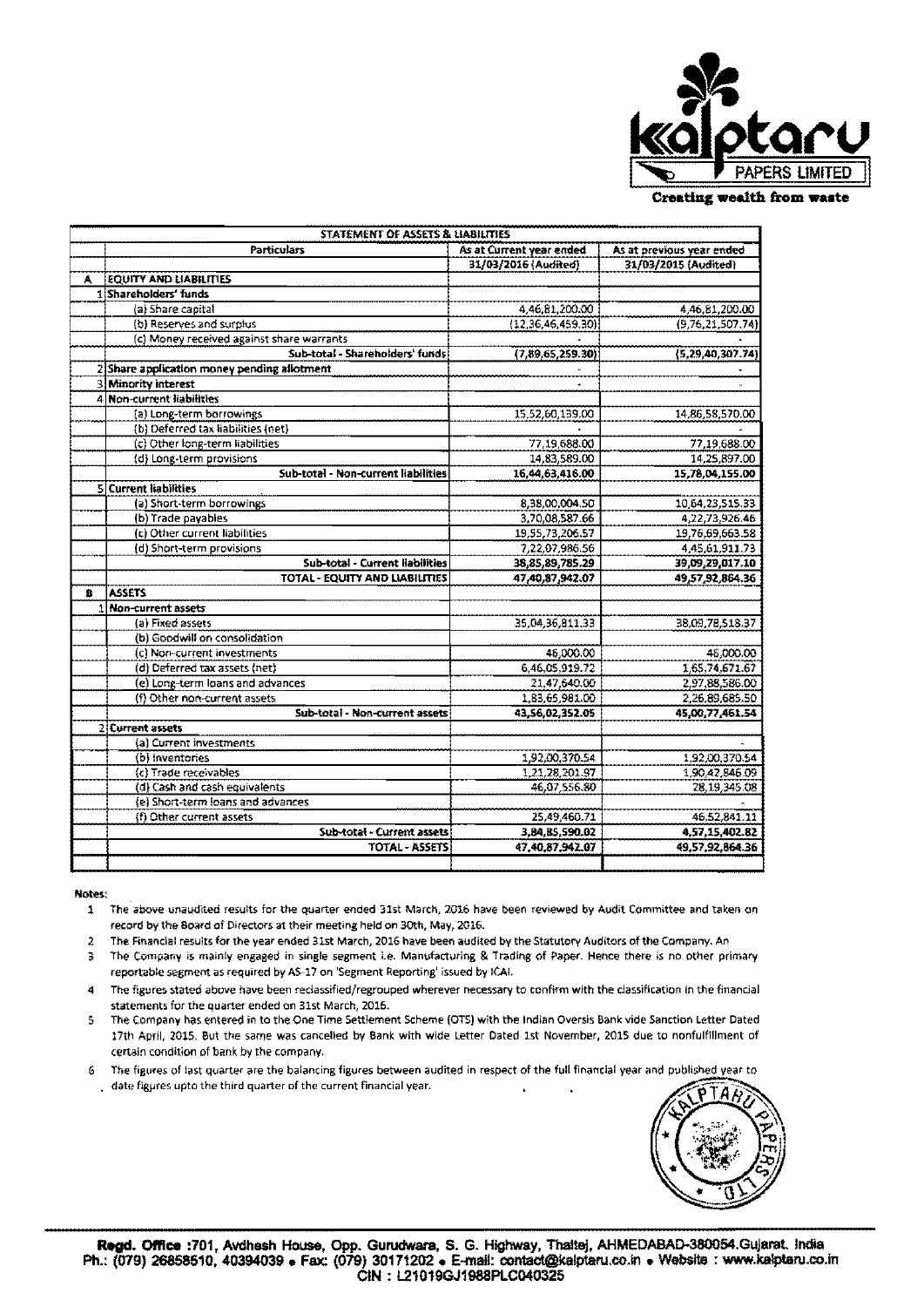Kalptaru PAPERS LIMITED

Creating wealth from waste

| | STATEMENT OF ASSETS & LIABILITIES | | |
|---|---|---|---|
| | Particulars | As at Current year ended | As at previous year ended |
| | | 31/03/2016 (Audited) | 31/03/2015 (Audited) |
| A | EQUITY AND LIABILITIES | | |
| 1 | Shareholders' funds | | |
| | (a) Share capital | 4,46,81,200.00 | 4,46,81,200.00 |
| | (b) Reserves and surplus | (12,36,46,459.30) | (9,76,21,507.74) |
| | (c) Money received against share warrants | - | - |
| | Sub-total - Shareholders' funds | (7,89,65,259.30) | (5,29,40,307.74) |
| 2 | Share application money pending allotment | - | - |
| 3 | Minority interest | - | - |
| 4 | Non-current liabilities | | |
| | (a) Long-term borrowings | 15,52,60,139.00 | 14,86,58,570.00 |
| | (b) Deferred tax liabilities (net) | - | - |
| | (c) Other long-term liabilities | 77,19,688.00 | 77,19,688.00 |
| | (d) Long-term provisions | 14,83,589.00 | 14,25,897.00 |
| | Sub-total - Non-current liabilities | 16,44,63,416.00 | 15,78,04,155.00 |
| 5 | Current liabilities | | |
| | (a) Short-term borrowings | 8,38,00,004.50 | 10,64,23,515.33 |
| | (b) Trade payables | 3,70,08,587.66 | 4,22,73,926.46 |
| | (c) Other current liabilities | 19,55,73,206.57 | 19,76,69,663.58 |
| | (d) Short-term provisions | 7,22,07,986.56 | 4,45,61,911.73 |
| | Sub-total - Current liabilities | 38,85,89,785.29 | 39,09,29,017.10 |
| | TOTAL - EQUITY AND LIABILITIES | 47,40,87,942.07 | 49,57,92,864.36 |
| B | ASSETS | | |
| 1 | Non-current assets | | |
| | (a) Fixed assets | 35,04,36,811.33 | 38,09,78,518.37 |
| | (b) Goodwill on consolidation | | |
| | (c) Non-current investments | 46,000.00 | 46,000.00 |
| | (d) Deferred tax assets (net) | 6,46,05,919.72 | 1,65,74,671.67 |
| | (e) Long-term loans and advances | 21,47,640.00 | 2,97,88,586.00 |
| | (f) Other non-current assets | 1,83,65,981.00 | 2,26,89,685.50 |
| | Sub-total - Non-current assets | 43,56,02,352.05 | 45,00,77,461.54 |
| 2 | Current assets | | |
| | (a) Current investments | | - |
| | (b) Inventories | 1,92,00,370.54 | 1,92,00,370.54 |
| | (c) Trade receivables | 1,21,28,201.97 | 1,90,42,846.09 |
| | (d) Cash and cash equivalents | 46,07,556.80 | 28,19,345.08 |
| | (e) Short-term loans and advances | | - |
| | (f) Other current assets | 25,49,460.71 | 46,52,841.11 |
| | Sub-total - Current assets | 3,84,85,590.02 | 4,57,15,402.82 |
| | TOTAL - ASSETS | 47,40,87,942.07 | 49,57,92,864.36 |

Notes:

1. The above unaudited results for the quarter ended 31st March, 2016 have been reviewed by Audit Committee and taken on record by the Board of Directors at their meeting held on 30th, May, 2016.
2. The Financial results for the year ended 31st March, 2016 have been audited by the Statutory Auditors of the Company. An
3. The Company is mainly engaged in single segment i.e. Manufacturing & Trading of Paper. Hence there is no other primary reportable segment as required by AS-17 on 'Segment Reporting' issued by ICAI.
4. The figures stated above have been reclassified/regrouped wherever necessary to confirm with the classification in the financial statements for the quarter ended on 31st March, 2016.
5. The Company has entered in to the One Time Settlement Scheme (OTS) with the Indian Oversis Bank vide Sanction Letter Dated 17th April, 2015. But the same was cancelled by Bank with wide Letter Dated 1st November, 2015 due to nonfulfillment of certain condition of bank by the company.
6. The figures of last quarter are the balancing figures between audited in respect of the full financial year and published year to date figures upto the third quarter of the current financial year.

Regd. Office :701, Avdhesh House, Opp. Gurudwara, S. G. Highway, Thaltej, AHMEDABAD-380054.Gujarat. India
Ph.: (079) 26858510, 40394039 • Fax: (079) 30171202 • E-mail: contact@kalptaru.co.in • Website : www.kalptaru.co.in
CIN : L21019GJ1988PLC040325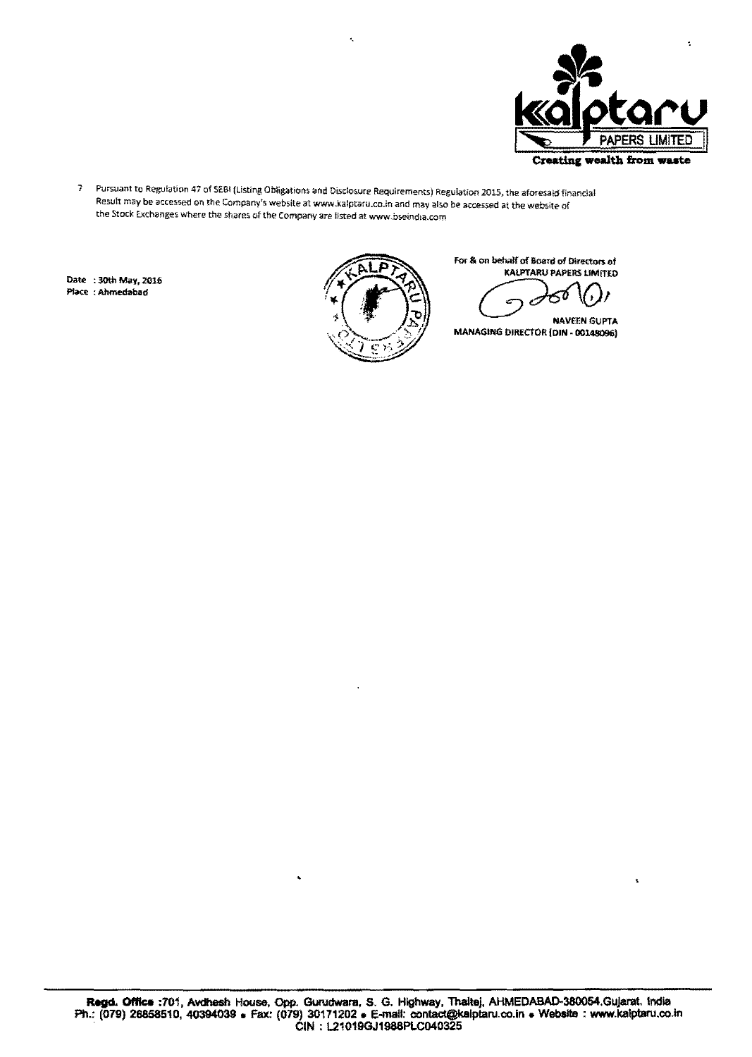7 Pursuant to Regulation 47 of SEBI (Listing Obligations and Disclosure Requirements) Regulation 2015, the aforesaid financial Result may be accessed on the Company's website at www.kalptaru.co.in and may also be accessed at the website of the Stock Exchanges where the shares of the Company are listed at www.bseindia.com

Date : 30th May, 2016
Place : Ahmedabad

For & on behalf of Board of Directors of
KALPTARU PAPERS LIMITED

NAVEEN GUPTA
MANAGING DIRECTOR (DIN - 00148096)

**Regd. Office** :701, Avdhesh House, Opp. Gurudwara, S. G. Highway, Thaltej, AHMEDABAD-380054.Gujarat. India
Ph.: (079) 26858510, 40394039 • Fax: (079) 30171202 • E-mail: contact@kalptaru.co.in • Website : www.kalptaru.co.in
CIN : L21019GJ1988PLC040325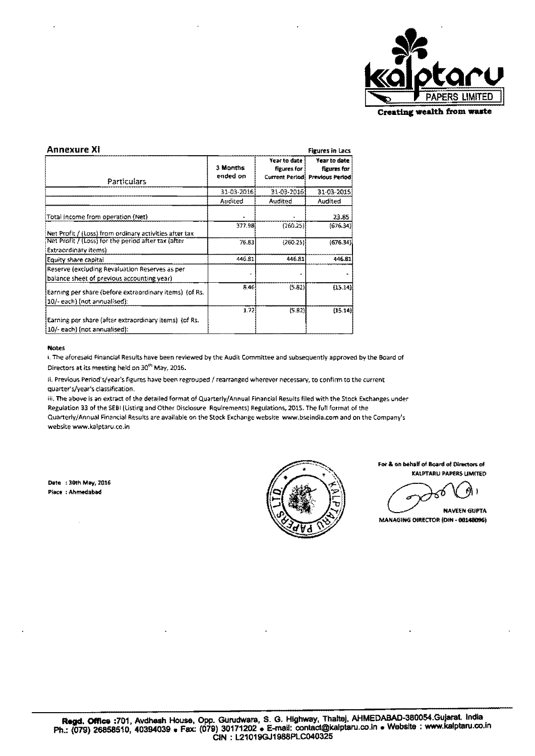## Annexure XI

Figures in Lacs

| Particulars | 3 Months ended on | Year to date figures for Current Period | Year to date figures for Previous Period |
|---|---|---|---|
| | 31-03-2016 | 31-03-2016 | 31-03-2015 |
| | Audited | Audited | Audited |
| Total income from operation (Net) | - | - | 23.85 |
| Net Profit / (Loss) from ordinary activities after tax | 377.98 | (260.25) | (676.34) |
| Net Profit / (Loss) for the period after tax (after Extraordinary items) | 76.83 | (260.25) | (676.34) |
| Equity share capital | 446.81 | 446.81 | 446.81 |
| Reserve (excluding Revaluation Reserves as per balance sheet of previous accounting year) | - | - | - |
| Earning per share (before extraordinary items) (of Rs. 10/- each) (not annualised): | 8.46 | (5.82) | (15.14) |
| Earning per share (after extraordinary items) (of Rs. 10/- each) (not annualised): | 1.72 | (5.82) | (15.14) |

**Notes**

i. The aforesaid Financial Results have been reviewed by the Audit Committee and subsequently approved by the Board of Directors at its meeting held on 30th May, 2016.

ii. Previous Period's/year's figures have been regrouped / rearranged wherever necessary, to confirm to the current quarter's/year's classification.

iii. The above is an extract of the detailed format of Quarterly/Annual Financial Results filed with the Stock Exchanges under Regulation 33 of the SEBI (Listing and Other Disclosure Rquirements) Regulations, 2015. The full format of the Quarterly/Annual Financial Results are available on the Stock Exchange website www.bseindia.com and on the Company's website www.kalptaru.co.in

Date : 30th May, 2016
Place : Ahmedabad

For & on behalf of Board of Directors of
KALPTARU PAPERS LIMITED

NAVEEN GUPTA
MANAGING DIRECTOR (DIN - 00148096)

Regd. Office :701, Avdhesh House, Opp. Gurudwara, S. G. Highway, Thaltej, AHMEDABAD-380054.Gujarat. India
Ph.: (079) 26858510, 40394039 • Fax: (079) 30171202 • E-mail: contact@kalptaru.co.in • Website : www.kalptaru.co.in
CIN : L21019GJ1988PLC040325